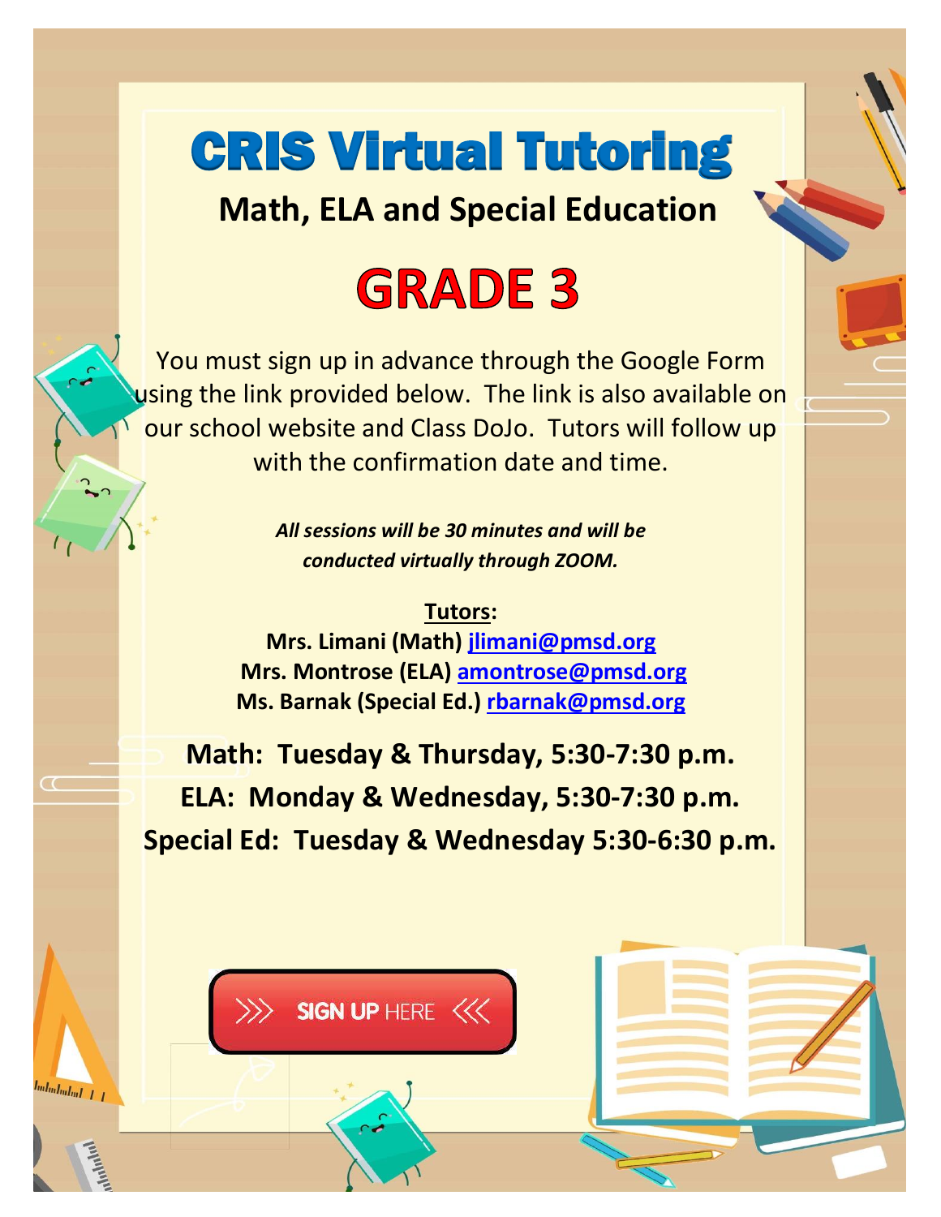# CRIS Virtual Tutoring

## Math, ELA and Special Education

# GRADE 3

You must sign up in advance through the Google Form using the link provided below. The link is also available on our school website and Class DoJo. Tutors will follow up with the confirmation date and time.

***All sessions will be 30 minutes and will be conducted virtually through ZOOM.***

**Tutors:**

**Mrs. Limani (Math) jlimani@pmsd.org**
**Mrs. Montrose (ELA) amontrose@pmsd.org**
**Ms. Barnak (Special Ed.) rbarnak@pmsd.org**

**Math: Tuesday & Thursday, 5:30-7:30 p.m.**
**ELA: Monday & Wednesday, 5:30-7:30 p.m.**
**Special Ed: Tuesday & Wednesday 5:30-6:30 p.m.**

SIGN UP HERE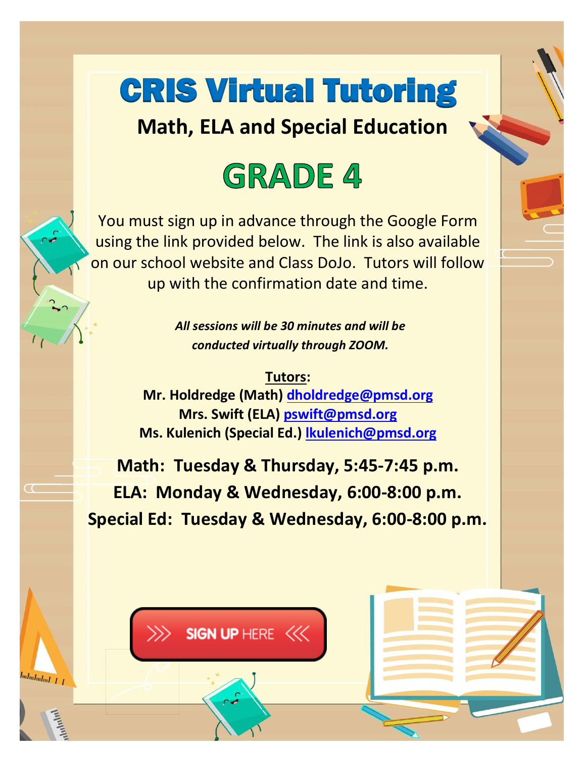# CRIS Virtual Tutoring

## Math, ELA and Special Education

# GRADE 4

You must sign up in advance through the Google Form using the link provided below. The link is also available on our school website and Class DoJo. Tutors will follow up with the confirmation date and time.

***All sessions will be 30 minutes and will be conducted virtually through ZOOM.***

**Tutors:**

**Mr. Holdredge (Math) dholdredge@pmsd.org**

**Mrs. Swift (ELA) pswift@pmsd.org**

**Ms. Kulenich (Special Ed.) lkulenich@pmsd.org**

**Math: Tuesday & Thursday, 5:45-7:45 p.m.**

**ELA: Monday & Wednesday, 6:00-8:00 p.m.**

**Special Ed: Tuesday & Wednesday, 6:00-8:00 p.m.**

SIGN UP HERE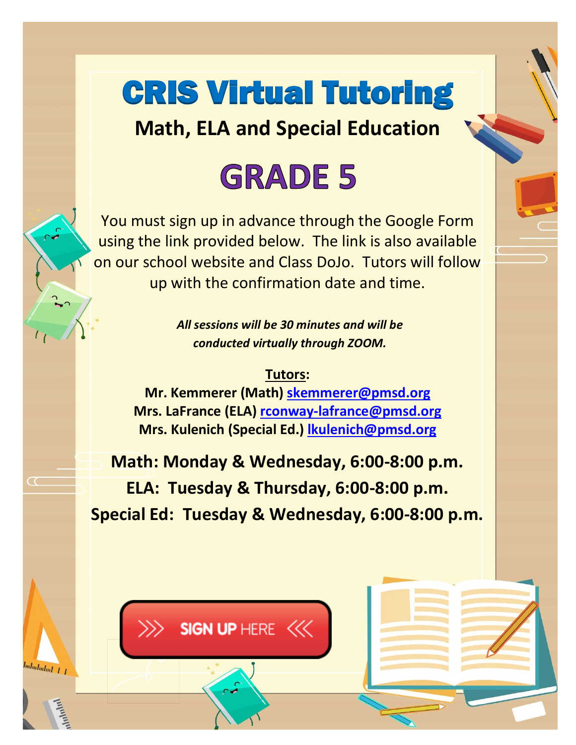# CRIS Virtual Tutoring

## Math, ELA and Special Education

# GRADE 5

You must sign up in advance through the Google Form using the link provided below. The link is also available on our school website and Class DoJo. Tutors will follow up with the confirmation date and time.

***All sessions will be 30 minutes and will be conducted virtually through ZOOM.***

**Tutors:**

**Mr. Kemmerer (Math)** skemmerer@pmsd.org
**Mrs. LaFrance (ELA)** rconway-lafrance@pmsd.org
**Mrs. Kulenich (Special Ed.)** lkulenich@pmsd.org

**Math: Monday & Wednesday, 6:00-8:00 p.m.**
**ELA: Tuesday & Thursday, 6:00-8:00 p.m.**
**Special Ed: Tuesday & Wednesday, 6:00-8:00 p.m.**

SIGN UP HERE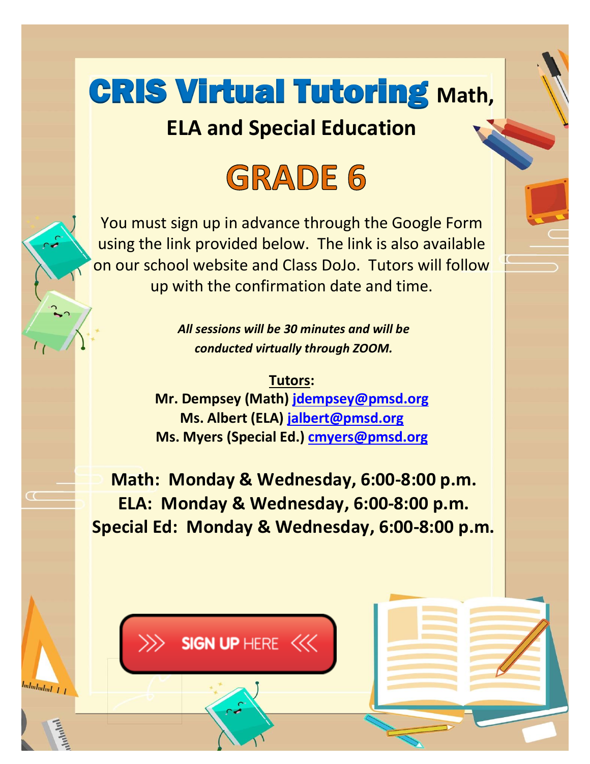# CRIS Virtual Tutoring Math, ELA and Special Education

## GRADE 6

You must sign up in advance through the Google Form using the link provided below. The link is also available on our school website and Class DoJo. Tutors will follow up with the confirmation date and time.

***All sessions will be 30 minutes and will be conducted virtually through ZOOM.***

**Tutors:**
**Mr. Dempsey (Math)** jdempsey@pmsd.org
**Ms. Albert (ELA)** jalbert@pmsd.org
**Ms. Myers (Special Ed.)** cmyers@pmsd.org

**Math: Monday & Wednesday, 6:00-8:00 p.m.**
**ELA: Monday & Wednesday, 6:00-8:00 p.m.**
**Special Ed: Monday & Wednesday, 6:00-8:00 p.m.**

SIGN UP HERE